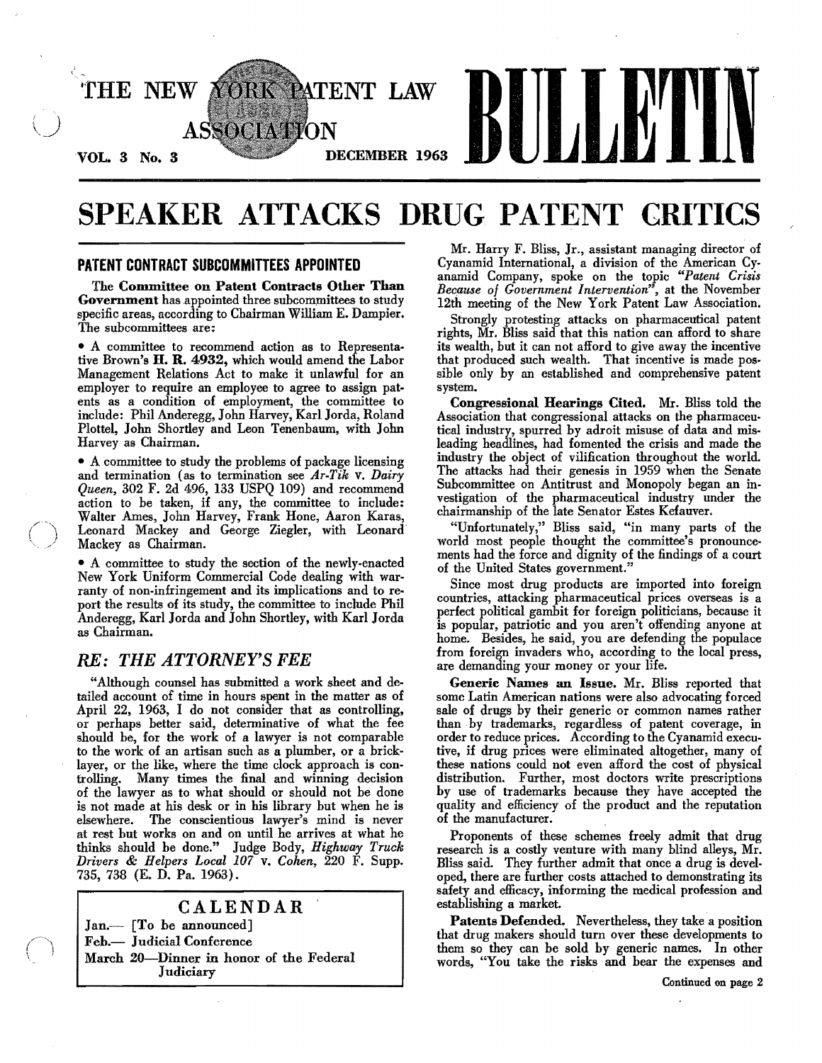# THE NEW YORK PATENT LAW ASSOCIATION BULLETIN

VOL. 3 No. 3 DECEMBER 1963

# SPEAKER ATTACKS DRUG PATENT CRITICS

## PATENT CONTRACT SUBCOMMITTEES APPOINTED

The **Committee on Patent Contracts Other Than Government** has appointed three subcommittees to study specific areas, according to Chairman William E. Dampier. The subcommittees are:

- A committee to recommend action as to Representative Brown's **H. R. 4932**, which would amend the Labor Management Relations Act to make it unlawful for an employer to require an employee to agree to assign patents as a condition of employment, the committee to include: Phil Anderegg, John Harvey, Karl Jorda, Roland Plottel, John Shortley and Leon Tenenbaum, with John Harvey as Chairman.
- A committee to study the problems of package licensing and termination (as to termination see *Ar-Tik* v. *Dairy Queen*, 302 F. 2d 496, 133 USPQ 109) and recommend action to be taken, if any, the committee to include: Walter Ames, John Harvey, Frank Hone, Aaron Karas, Leonard Mackey and George Ziegler, with Leonard Mackey as Chairman.
- A committee to study the section of the newly-enacted New York Uniform Commercial Code dealing with warranty of non-infringement and its implications and to report the results of its study, the committee to include Phil Anderegg, Karl Jorda and John Shortley, with Karl Jorda as Chairman.

## *RE: THE ATTORNEY'S FEE*

"Although counsel has submitted a work sheet and detailed account of time in hours spent in the matter as of April 22, 1963, I do not consider that as controlling, or perhaps better said, determinative of what the fee should be, for the work of a lawyer is not comparable to the work of an artisan such as a plumber, or a bricklayer, or the like, where the time clock approach is controlling. Many times the final and winning decision of the lawyer as to what should or should not be done is not made at his desk or in his library but when he is elsewhere. The conscientious lawyer's mind is never at rest but works on and on until he arrives at what he thinks should be done." Judge Body, *Highway Truck Drivers & Helpers Local 107* v. *Cohen*, 220 F. Supp. 735, 738 (E. D. Pa. 1963).

| CALENDAR | |
|---|---|
| Jan.— | [To be announced] |
| Feb.— | Judicial Conference |
| March 20— | Dinner in honor of the Federal Judiciary |

Mr. Harry F. Bliss, Jr., assistant managing director of Cyanamid International, a division of the American Cyanamid Company, spoke on the topic *"Patent Crisis Because of Government Intervention"*, at the November 12th meeting of the New York Patent Law Association.

Strongly protesting attacks on pharmaceutical patent rights, Mr. Bliss said that this nation can afford to share its wealth, but it can not afford to give away the incentive that produced such wealth. That incentive is made possible only by an established and comprehensive patent system.

**Congressional Hearings Cited.** Mr. Bliss told the Association that congressional attacks on the pharmaceutical industry, spurred by adroit misuse of data and misleading headlines, had fomented the crisis and made the industry the object of vilification throughout the world. The attacks had their genesis in 1959 when the Senate Subcommittee on Antitrust and Monopoly began an investigation of the pharmaceutical industry under the chairmanship of the late Senator Estes Kefauver.

"Unfortunately," Bliss said, "in many parts of the world most people thought the committee's pronouncements had the force and dignity of the findings of a court of the United States government."

Since most drug products are imported into foreign countries, attacking pharmaceutical prices overseas is a perfect political gambit for foreign politicians, because it is popular, patriotic and you aren't offending anyone at home. Besides, he said, you are defending the populace from foreign invaders who, according to the local press, are demanding your money or your life.

**Generic Names an Issue.** Mr. Bliss reported that some Latin American nations were also advocating forced sale of drugs by their generic or common names rather than by trademarks, regardless of patent coverage, in order to reduce prices. According to the Cyanamid executive, if drug prices were eliminated altogether, many of these nations could not even afford the cost of physical distribution. Further, most doctors write prescriptions by use of trademarks because they have accepted the quality and efficiency of the product and the reputation of the manufacturer.

Proponents of these schemes freely admit that drug research is a costly venture with many blind alleys, Mr. Bliss said. They further admit that once a drug is developed, there are further costs attached to demonstrating its safety and efficacy, informing the medical profession and establishing a market.

**Patents Defended.** Nevertheless, they take a position that drug makers should turn over these developments to them so they can be sold by generic names. In other words, "You take the risks and bear the expenses and

Continued on page 2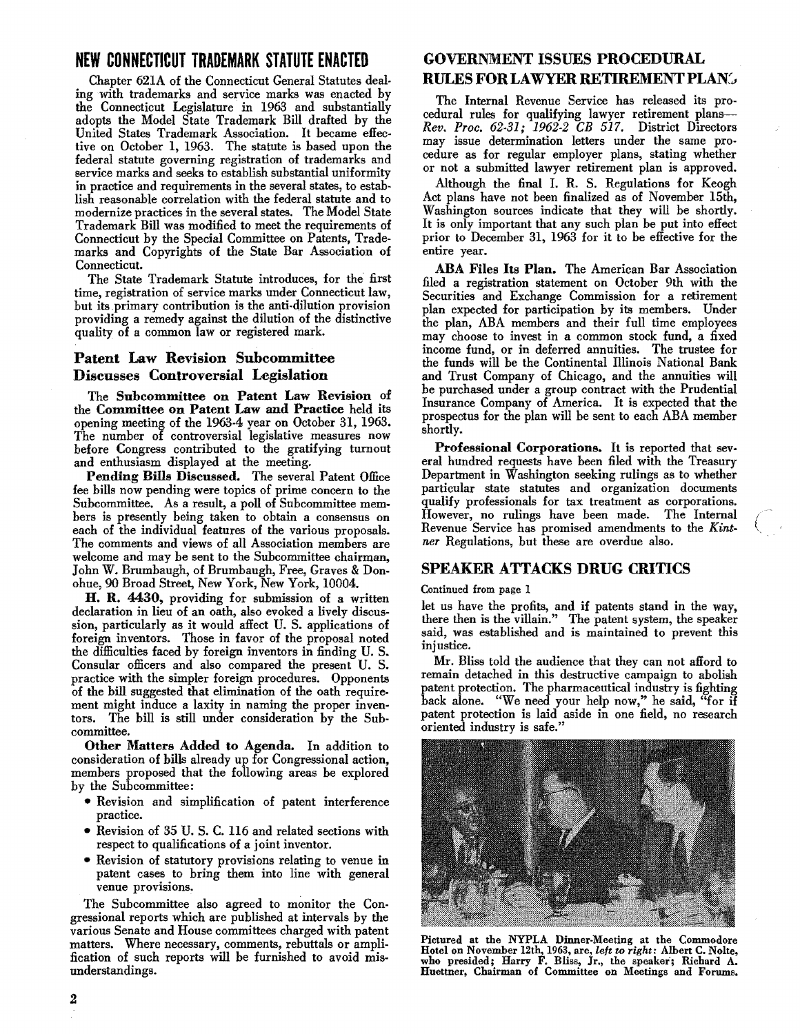## NEW CONNECTICUT TRADEMARK STATUTE ENACTED

Chapter 621A of the Connecticut General Statutes dealing with trademarks and service marks was enacted by the Connecticut Legislature in 1963 and substantially adopts the Model State Trademark Bill drafted by the United States Trademark Association. It became effective on October 1, 1963. The statute is based upon the federal statute governing registration of trademarks and service marks and seeks to establish substantial uniformity in practice and requirements in the several states, to establish reasonable correlation with the federal statute and to modernize practices in the several states. The Model State Trademark Bill was modified to meet the requirements of Connecticut by the Special Committee on Patents, Trademarks and Copyrights of the State Bar Association of Connecticut.

The State Trademark Statute introduces, for the first time, registration of service marks under Connecticut law, but its primary contribution is the anti-dilution provision providing a remedy against the dilution of the distinctive quality of a common law or registered mark.

### Patent Law Revision Subcommittee Discusses Controversial Legislation

The **Subcommittee on Patent Law Revision** of the **Committee on Patent Law and Practice** held its opening meeting of the 1963-4 year on October 31, 1963. The number of controversial legislative measures now before Congress contributed to the gratifying turnout and enthusiasm displayed at the meeting.

**Pending Bills Discussed.** The several Patent Office fee bills now pending were topics of prime concern to the Subcommittee. As a result, a poll of Subcommittee members is presently being taken to obtain a consensus on each of the individual features of the various proposals. The comments and views of all Association members are welcome and may be sent to the Subcommittee chairman, John W. Brumbaugh, of Brumbaugh, Free, Graves & Donohue, 90 Broad Street, New York, New York, 10004.

**H. R. 4430,** providing for submission of a written declaration in lieu of an oath, also evoked a lively discussion, particularly as it would affect U. S. applications of foreign inventors. Those in favor of the proposal noted the difficulties faced by foreign inventors in finding U. S. Consular officers and also compared the present U. S. practice with the simpler foreign procedures. Opponents of the bill suggested that elimination of the oath requirement might induce a laxity in naming the proper inventors. The bill is still under consideration by the Subcommittee.

**Other Matters Added to Agenda.** In addition to consideration of bills already up for Congressional action, members proposed that the following areas be explored by the Subcommittee:

- Revision and simplification of patent interference practice.
- Revision of 35 U. S. C. 116 and related sections with respect to qualifications of a joint inventor.
- Revision of statutory provisions relating to venue in patent cases to bring them into line with general venue provisions.

The Subcommittee also agreed to monitor the Congressional reports which are published at intervals by the various Senate and House committees charged with patent matters. Where necessary, comments, rebuttals or amplification of such reports will be furnished to avoid misunderstandings.

## GOVERNMENT ISSUES PROCEDURAL RULES FOR LAWYER RETIREMENT PLANS

The Internal Revenue Service has released its procedural rules for qualifying lawyer retirement plans—*Rev. Proc. 62-31; 1962-2 CB 517.* District Directors may issue determination letters under the same procedure as for regular employer plans, stating whether or not a submitted lawyer retirement plan is approved.

Although the final I. R. S. Regulations for Keogh Act plans have not been finalized as of November 15th, Washington sources indicate that they will be shortly. It is only important that any such plan be put into effect prior to December 31, 1963 for it to be effective for the entire year.

**ABA Files Its Plan.** The American Bar Association filed a registration statement on October 9th with the Securities and Exchange Commission for a retirement plan expected for participation by its members. Under the plan, ABA members and their full time employees may choose to invest in a common stock fund, a fixed income fund, or in deferred annuities. The trustee for the funds will be the Continental Illinois National Bank and Trust Company of Chicago, and the annuities will be purchased under a group contract with the Prudential Insurance Company of America. It is expected that the prospectus for the plan will be sent to each ABA member shortly.

**Professional Corporations.** It is reported that several hundred requests have been filed with the Treasury Department in Washington seeking rulings as to whether particular state statutes and organization documents qualify professionals for tax treatment as corporations. However, no rulings have been made. The Internal Revenue Service has promised amendments to the *Kintner* Regulations, but these are overdue also.

## SPEAKER ATTACKS DRUG CRITICS

Continued from page 1

let us have the profits, and if patents stand in the way, there then is the villain." The patent system, the speaker said, was established and is maintained to prevent this injustice.

Mr. Bliss told the audience that they can not afford to remain detached in this destructive campaign to abolish patent protection. The pharmaceutical industry is fighting back alone. "We need your help now," he said, "for if patent protection is laid aside in one field, no research oriented industry is safe."

Pictured at the NYPLA Dinner-Meeting at the Commodore Hotel on November 12th, 1963, are, *left to right:* Albert C. Nolte, who presided; Harry F. Bliss, Jr., the speaker; Richard A. Huettner, Chairman of Committee on Meetings and Forums.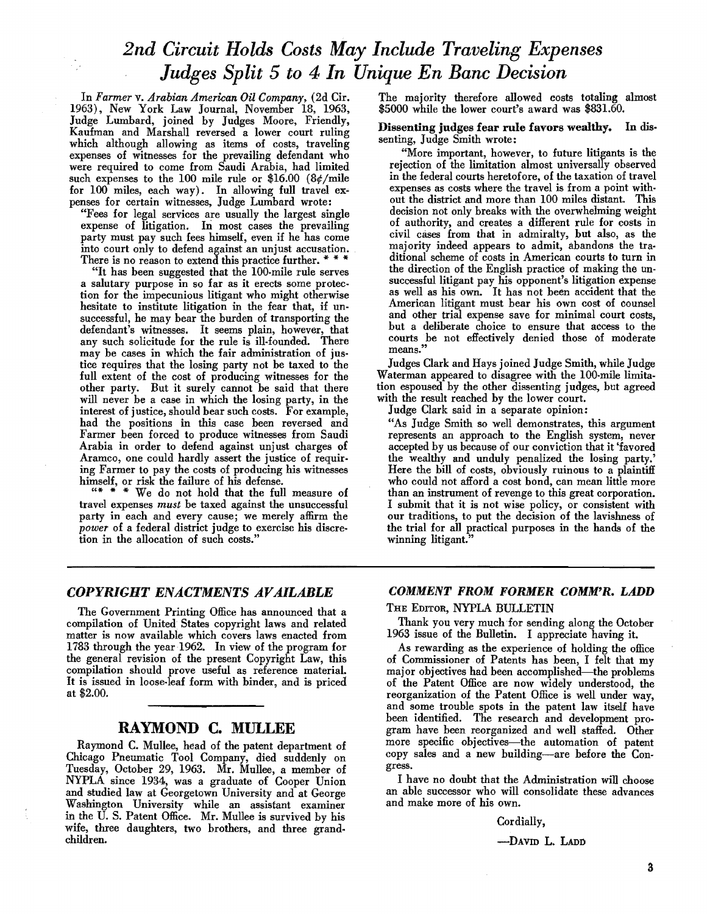# *2nd Circuit Holds Costs May Include Traveling Expenses Judges Split 5 to 4 In Unique En Banc Decision*

In *Farmer* v. *Arabian American Oil Company*, (2d Cir. 1963), New York Law Journal, November 18, 1963, Judge Lumbard, joined by Judges Moore, Friendly, Kaufman and Marshall reversed a lower court ruling which although allowing as items of costs, traveling expenses of witnesses for the prevailing defendant who were required to come from Saudi Arabia, had limited such expenses to the 100 mile rule or $16.00 (8¢/mile for 100 miles, each way). In allowing full travel expenses for certain witnesses, Judge Lumbard wrote:

"Fees for legal services are usually the largest single expense of litigation. In most cases the prevailing party must pay such fees himself, even if he has come into court only to defend against an unjust accusation. There is no reason to extend this practice further. * * *

"It has been suggested that the 100-mile rule serves a salutary purpose in so far as it erects some protection for the impecunious litigant who might otherwise hesitate to institute litigation in the fear that, if unsuccessful, he may bear the burden of transporting the defendant's witnesses. It seems plain, however, that any such solicitude for the rule is ill-founded. There may be cases in which the fair administration of justice requires that the losing party not be taxed to the full extent of the cost of producing witnesses for the other party. But it surely cannot be said that there will never be a case in which the losing party, in the interest of justice, should bear such costs. For example, had the positions in this case been reversed and Farmer been forced to produce witnesses from Saudi Arabia in order to defend against unjust charges of Aramco, one could hardly assert the justice of requiring Farmer to pay the costs of producing his witnesses himself, or risk the failure of his defense.

"* * * We do not hold that the full measure of travel expenses *must* be taxed against the unsuccessful party in each and every cause; we merely affirm the *power* of a federal district judge to exercise his discretion in the allocation of such costs."

The majority therefore allowed costs totaling almost $5000 while the lower court's award was $831.60.

**Dissenting judges fear rule favors wealthy.** In dissenting, Judge Smith wrote:

"More important, however, to future litigants is the rejection of the limitation almost universally observed in the federal courts heretofore, of the taxation of travel expenses as costs where the travel is from a point without the district and more than 100 miles distant. This decision not only breaks with the overwhelming weight of authority, and creates a different rule for costs in civil cases from that in admiralty, but also, as the majority indeed appears to admit, abandons the traditional scheme of costs in American courts to turn in the direction of the English practice of making the unsuccessful litigant pay his opponent's litigation expense as well as his own. It has not been accident that the American litigant must bear his own cost of counsel and other trial expense save for minimal court costs, but a deliberate choice to ensure that access to the courts be not effectively denied those of moderate means."

Judges Clark and Hays joined Judge Smith, while Judge Waterman appeared to disagree with the 100-mile limitation espoused by the other dissenting judges, but agreed with the result reached by the lower court.

Judge Clark said in a separate opinion:

"As Judge Smith so well demonstrates, this argument represents an approach to the English system, never accepted by us because of our conviction that it 'favored the wealthy and unduly penalized the losing party.' Here the bill of costs, obviously ruinous to a plaintiff who could not afford a cost bond, can mean little more than an instrument of revenge to this great corporation. I submit that it is not wise policy, or consistent with our traditions, to put the decision of the lavishness of the trial for all practical purposes in the hands of the winning litigant."

---

### *COPYRIGHT ENACTMENTS AVAILABLE*

The Government Printing Office has announced that a compilation of United States copyright laws and related matter is now available which covers laws enacted from 1783 through the year 1962. In view of the program for the general revision of the present Copyright Law, this compilation should prove useful as reference material. It is issued in loose-leaf form with binder, and is priced at $2.00.

## RAYMOND C. MULLEE

Raymond C. Mullee, head of the patent department of Chicago Pneumatic Tool Company, died suddenly on Tuesday, October 29, 1963. Mr. Mullee, a member of NYPLA since 1934, was a graduate of Cooper Union and studied law at Georgetown University and at George Washington University while an assistant examiner in the U. S. Patent Office. Mr. Mullee is survived by his wife, three daughters, two brothers, and three grandchildren.

### *COMMENT FROM FORMER COMM'R. LADD*

THE EDITOR, NYPLA BULLETIN

Thank you very much for sending along the October 1963 issue of the Bulletin. I appreciate having it.

As rewarding as the experience of holding the office of Commissioner of Patents has been, I felt that my major objectives had been accomplished—the problems of the Patent Office are now widely understood, the reorganization of the Patent Office is well under way, and some trouble spots in the patent law itself have been identified. The research and development program have been reorganized and well staffed. Other more specific objectives—the automation of patent copy sales and a new building—are before the Congress.

I have no doubt that the Administration will choose an able successor who will consolidate these advances and make more of his own.

Cordially,

—DAVID L. LADD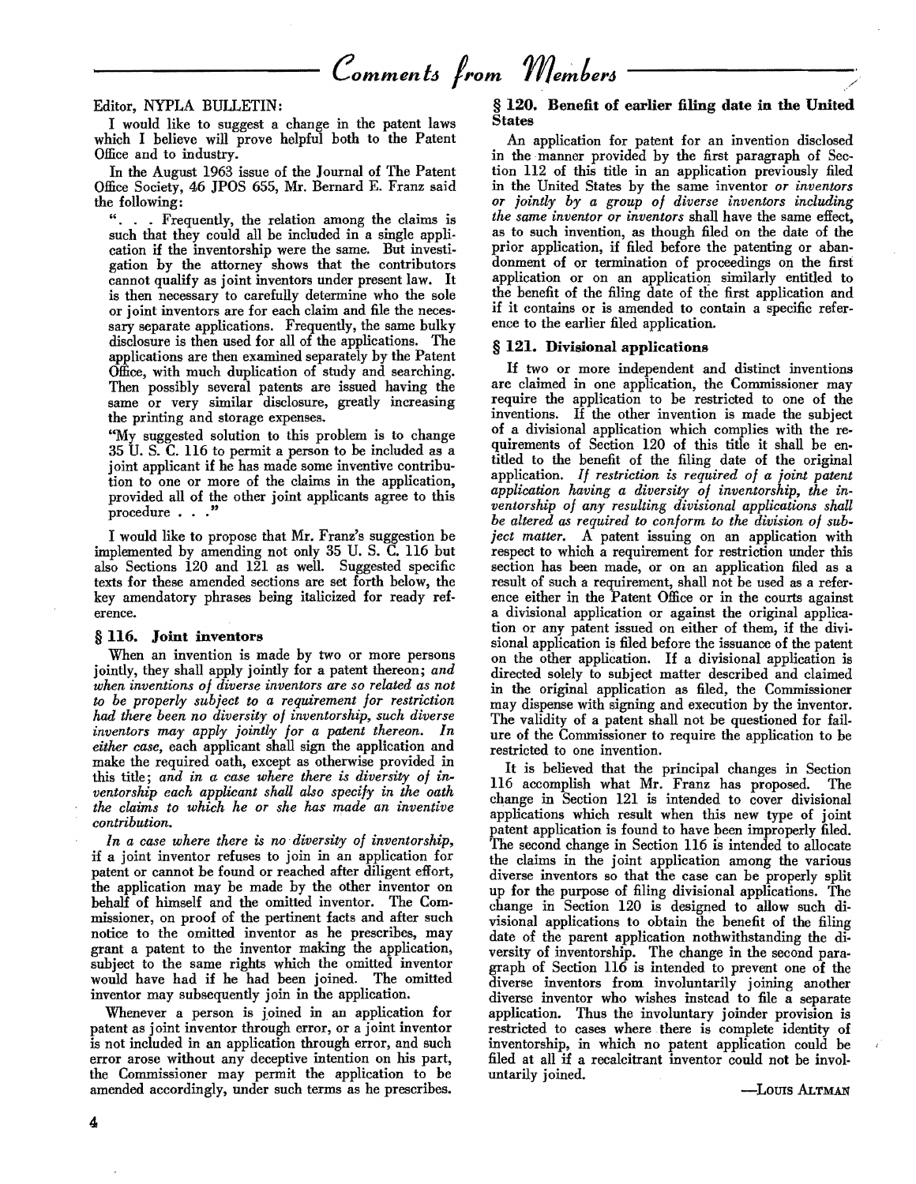# Comments from Members

Editor, NYPLA BULLETIN:

I would like to suggest a change in the patent laws which I believe will prove helpful both to the Patent Office and to industry.

In the August 1963 issue of the Journal of The Patent Office Society, 46 JPOS 655, Mr. Bernard E. Franz said the following:

". . . Frequently, the relation among the claims is such that they could all be included in a single application if the inventorship were the same. But investigation by the attorney shows that the contributors cannot qualify as joint inventors under present law. It is then necessary to carefully determine who the sole or joint inventors are for each claim and file the necessary separate applications. Frequently, the same bulky disclosure is then used for all of the applications. The applications are then examined separately by the Patent Office, with much duplication of study and searching. Then possibly several patents are issued having the same or very similar disclosure, greatly increasing the printing and storage expenses.

"My suggested solution to this problem is to change 35 U. S. C. 116 to permit a person to be included as a joint applicant if he has made some inventive contribution to one or more of the claims in the application, provided all of the other joint applicants agree to this procedure . . ."

I would like to propose that Mr. Franz's suggestion be implemented by amending not only 35 U. S. C. 116 but also Sections 120 and 121 as well. Suggested specific texts for these amended sections are set forth below, the key amendatory phrases being italicized for ready reference.

### § 116. Joint inventors

When an invention is made by two or more persons jointly, they shall apply jointly for a patent thereon; *and when inventions of diverse inventors are so related as not to be properly subject to a requirement for restriction had there been no diversity of inventorship, such diverse inventors may apply jointly for a patent thereon. In either case,* each applicant shall sign the application and make the required oath, except as otherwise provided in this title; *and in a case where there is diversity of inventorship each applicant shall also specify in the oath the claims to which he or she has made an inventive contribution.*

*In a case where there is no diversity of inventorship,* if a joint inventor refuses to join in an application for patent or cannot be found or reached after diligent effort, the application may be made by the other inventor on behalf of himself and the omitted inventor. The Commissioner, on proof of the pertinent facts and after such notice to the omitted inventor as he prescribes, may grant a patent to the inventor making the application, subject to the same rights which the omitted inventor would have had if he had been joined. The omitted inventor may subsequently join in the application.

Whenever a person is joined in an application for patent as joint inventor through error, or a joint inventor is not included in an application through error, and such error arose without any deceptive intention on his part, the Commissioner may permit the application to be amended accordingly, under such terms as he prescribes.

### § 120. Benefit of earlier filing date in the United States

An application for patent for an invention disclosed in the manner provided by the first paragraph of Section 112 of this title in an application previously filed in the United States by the same inventor *or inventors or jointly by a group of diverse inventors including the same inventor or inventors* shall have the same effect, as to such invention, as though filed on the date of the prior application, if filed before the patenting or abandonment of or termination of proceedings on the first application or on an application similarly entitled to the benefit of the filing date of the first application and if it contains or is amended to contain a specific reference to the earlier filed application.

### § 121. Divisional applications

If two or more independent and distinct inventions are claimed in one application, the Commissioner may require the application to be restricted to one of the inventions. If the other invention is made the subject of a divisional application which complies with the requirements of Section 120 of this title it shall be entitled to the benefit of the filing date of the original application. *If restriction is required of a joint patent application having a diversity of inventorship, the inventorship of any resulting divisional applications shall be altered as required to conform to the division of subject matter.* A patent issuing on an application with respect to which a requirement for restriction under this section has been made, or on an application filed as a result of such a requirement, shall not be used as a reference either in the Patent Office or in the courts against a divisional application or against the original application or any patent issued on either of them, if the divisional application is filed before the issuance of the patent on the other application. If a divisional application is directed solely to subject matter described and claimed in the original application as filed, the Commissioner may dispense with signing and execution by the inventor. The validity of a patent shall not be questioned for failure of the Commissioner to require the application to be restricted to one invention.

It is believed that the principal changes in Section 116 accomplish what Mr. Franz has proposed. The change in Section 121 is intended to cover divisional applications which result when this new type of joint patent application is found to have been improperly filed. The second change in Section 116 is intended to allocate the claims in the joint application among the various diverse inventors so that the case can be properly split up for the purpose of filing divisional applications. The change in Section 120 is designed to allow such divisional applications to obtain the benefit of the filing date of the parent application nothwithstanding the diversity of inventorship. The change in the second paragraph of Section 116 is intended to prevent one of the diverse inventors from involuntarily joining another diverse inventor who wishes instead to file a separate application. Thus the involuntary joinder provision is restricted to cases where there is complete identity of inventorship, in which no patent application could be filed at all if a recalcitrant inventor could not be involuntarily joined.

—LOUIS ALTMAN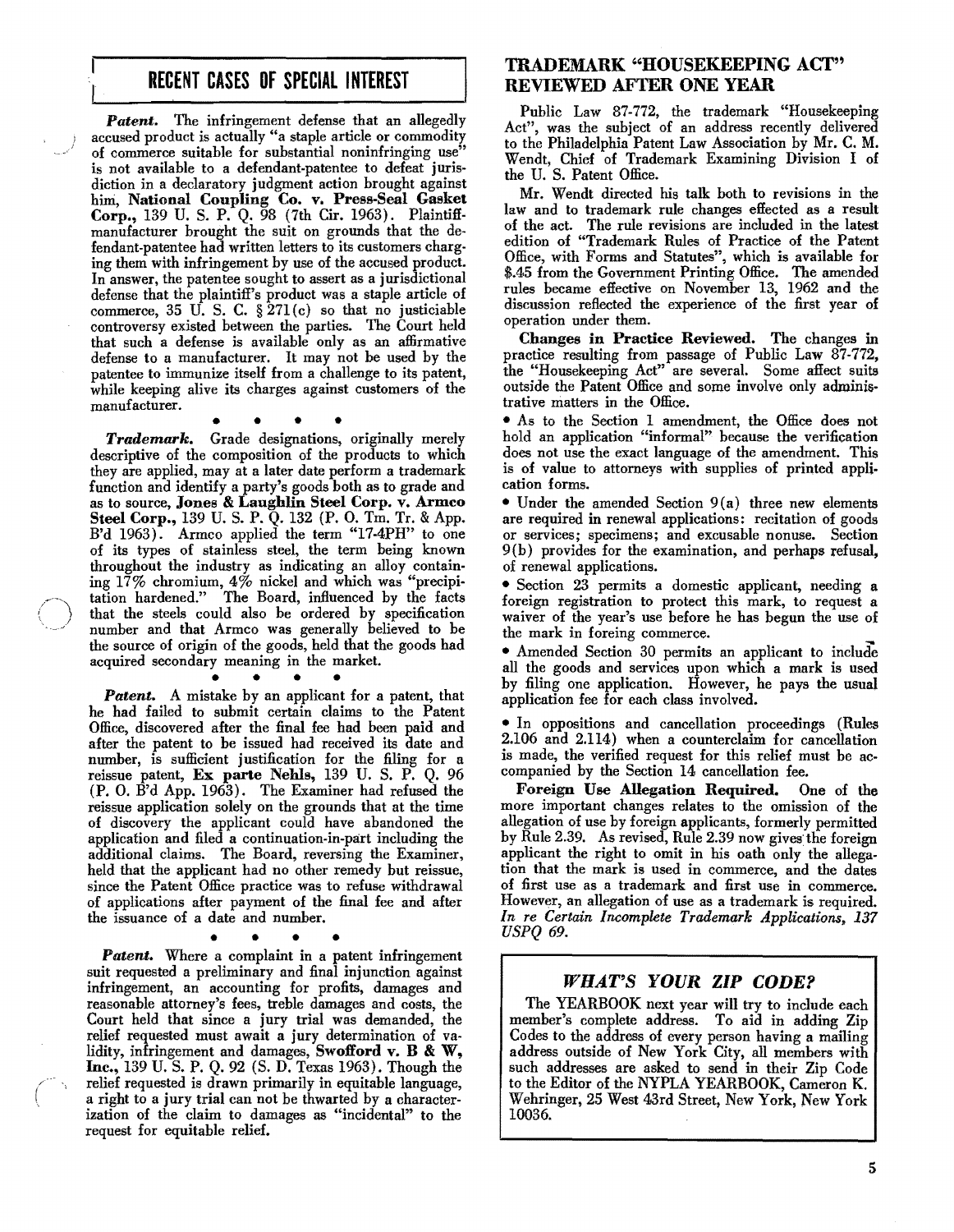## RECENT CASES OF SPECIAL INTEREST

***Patent.*** The infringement defense that an allegedly accused product is actually "a staple article or commodity of commerce suitable for substantial noninfringing use" is not available to a defendant-patentee to defeat jurisdiction in a declaratory judgment action brought against him, **National Coupling Co. v. Press-Seal Gasket Corp.,** 139 U. S. P. Q. 98 (7th Cir. 1963). Plaintiff-manufacturer brought the suit on grounds that the defendant-patentee had written letters to its customers charging them with infringement by use of the accused product. In answer, the patentee sought to assert as a jurisdictional defense that the plaintiff's product was a staple article of commerce, 35 U. S. C. § 271(c) so that no justiciable controversy existed between the parties. The Court held that such a defense is available only as an affirmative defense to a manufacturer. It may not be used by the patentee to immunize itself from a challenge to its patent, while keeping alive its charges against customers of the manufacturer.

• • • •

***Trademark.*** Grade designations, originally merely descriptive of the composition of the products to which they are applied, may at a later date perform a trademark function and identify a party's goods both as to grade and as to source, **Jones & Laughlin Steel Corp. v. Armco Steel Corp.,** 139 U. S. P. Q. 132 (P. O. Tm. Tr. & App. B'd 1963). Armco applied the term "17-4PH" to one of its types of stainless steel, the term being known throughout the industry as indicating an alloy containing 17% chromium, 4% nickel and which was "precipitation hardened." The Board, influenced by the facts that the steels could also be ordered by specification number and that Armco was generally believed to be the source of origin of the goods, held that the goods had acquired secondary meaning in the market.

• • • •

***Patent.*** A mistake by an applicant for a patent, that he had failed to submit certain claims to the Patent Office, discovered after the final fee had been paid and after the patent to be issued had received its date and number, is sufficient justification for the filing for a reissue patent, **Ex parte Nehls,** 139 U. S. P. Q. 96 (P. O. B'd App. 1963). The Examiner had refused the reissue application solely on the grounds that at the time of discovery the applicant could have abandoned the application and filed a continuation-in-part including the additional claims. The Board, reversing the Examiner, held that the applicant had no other remedy but reissue, since the Patent Office practice was to refuse withdrawal of applications after payment of the final fee and after the issuance of a date and number.

• • • •

***Patent.*** Where a complaint in a patent infringement suit requested a preliminary and final injunction against infringement, an accounting for profits, damages and reasonable attorney's fees, treble damages and costs, the Court held that since a jury trial was demanded, the relief requested must await a jury determination of validity, infringement and damages, **Swofford v. B & W, Inc.,** 139 U. S. P. Q. 92 (S. D. Texas 1963). Though the relief requested is drawn primarily in equitable language, a right to a jury trial can not be thwarted by a characterization of the claim to damages as "incidental" to the request for equitable relief.

## TRADEMARK "HOUSEKEEPING ACT" REVIEWED AFTER ONE YEAR

Public Law 87-772, the trademark "Housekeeping Act", was the subject of an address recently delivered to the Philadelphia Patent Law Association by Mr. C. M. Wendt, Chief of Trademark Examining Division I of the U. S. Patent Office.

Mr. Wendt directed his talk both to revisions in the law and to trademark rule changes effected as a result of the act. The rule revisions are included in the latest edition of "Trademark Rules of Practice of the Patent Office, with Forms and Statutes", which is available for $.45 from the Government Printing Office. The amended rules became effective on November 13, 1962 and the discussion reflected the experience of the first year of operation under them.

**Changes in Practice Reviewed.** The changes in practice resulting from passage of Public Law 87-772, the "Housekeeping Act" are several. Some affect suits outside the Patent Office and some involve only administrative matters in the Office.

- As to the Section 1 amendment, the Office does not hold an application "informal" because the verification does not use the exact language of the amendment. This is of value to attorneys with supplies of printed application forms.
- Under the amended Section 9(a) three new elements are required in renewal applications: recitation of goods or services; specimens; and excusable nonuse. Section 9(b) provides for the examination, and perhaps refusal, of renewal applications.
- Section 23 permits a domestic applicant, needing a foreign registration to protect this mark, to request a waiver of the year's use before he has begun the use of the mark in foreing commerce.
- Amended Section 30 permits an applicant to include all the goods and services upon which a mark is used by filing one application. However, he pays the usual application fee for each class involved.
- In oppositions and cancellation proceedings (Rules 2.106 and 2.114) when a counterclaim for cancellation is made, the verified request for this relief must be accompanied by the Section 14 cancellation fee.

**Foreign Use Allegation Required.** One of the more important changes relates to the omission of the allegation of use by foreign applicants, formerly permitted by Rule 2.39. As revised, Rule 2.39 now gives the foreign applicant the right to omit in his oath only the allegation that the mark is used in commerce, and the dates of first use as a trademark and first use in commerce. However, an allegation of use as a trademark is required. *In re Certain Incomplete Trademark Applications, 137 USPQ 69.*

### *WHAT'S YOUR ZIP CODE?*

The YEARBOOK next year will try to include each member's complete address. To aid in adding Zip Codes to the address of every person having a mailing address outside of New York City, all members with such addresses are asked to send in their Zip Code to the Editor of the NYPLA YEARBOOK, Cameron K. Wehringer, 25 West 43rd Street, New York, New York 10036.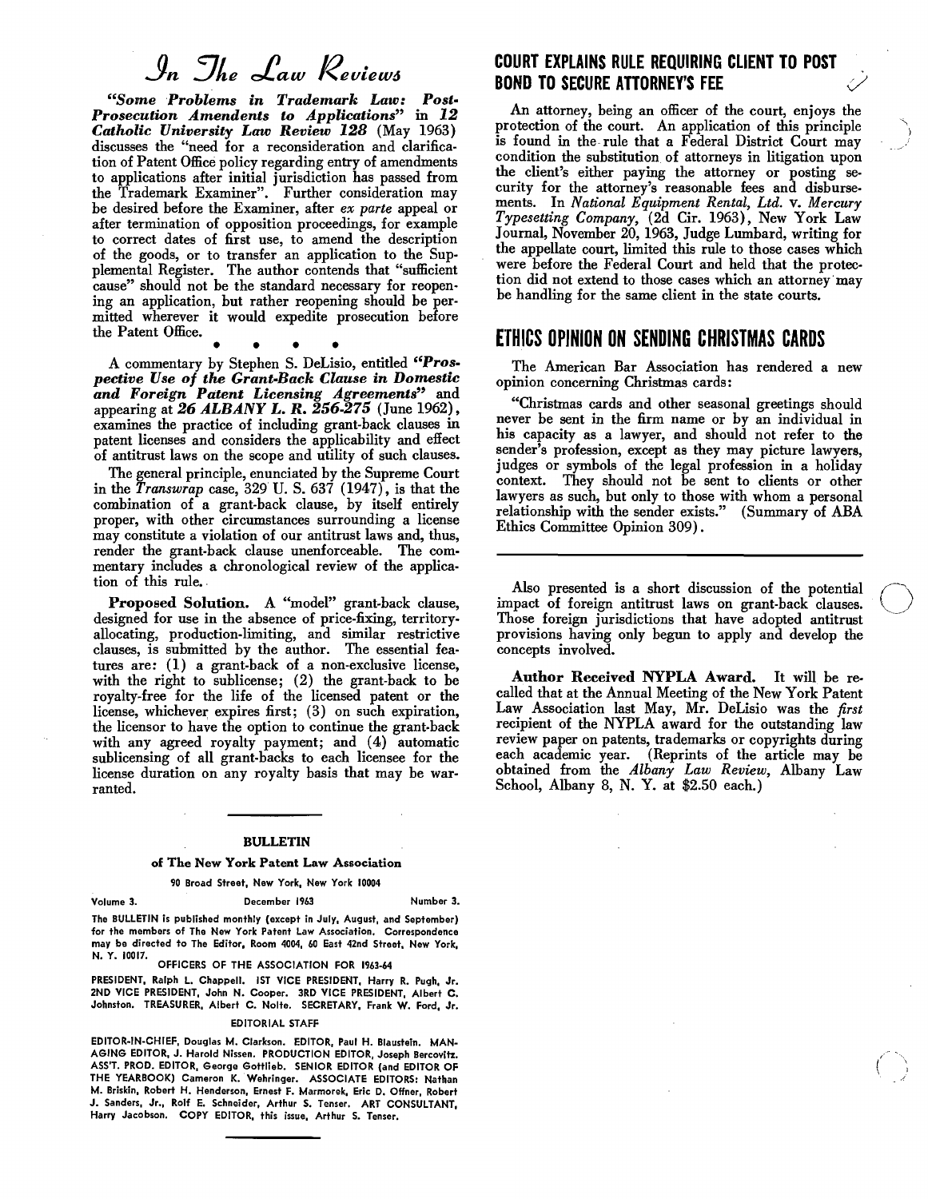# *In The Law Reviews*

***"Some Problems in Trademark Law: Post-Prosecution Amendents to Applications"* in *12 Catholic University Law Review 128*** (May 1963) discusses the "need for a reconsideration and clarification of Patent Office policy regarding entry of amendments to applications after initial jurisdiction has passed from the Trademark Examiner". Further consideration may be desired before the Examiner, after *ex parte* appeal or after termination of opposition proceedings, for example to correct dates of first use, to amend the description of the goods, or to transfer an application to the Supplemental Register. The author contends that "sufficient cause" should not be the standard necessary for reopening an application, but rather reopening should be permitted wherever it would expedite prosecution before the Patent Office.

• • • •

A commentary by Stephen S. DeLisio, entitled ***"Prospective Use of the Grant-Back Clause in Domestic and Foreign Patent Licensing Agreements"*** and appearing at ***26 ALBANY L. R. 256-275*** (June 1962), examines the practice of including grant-back clauses in patent licenses and considers the applicability and effect of antitrust laws on the scope and utility of such clauses.

The general principle, enunciated by the Supreme Court in the *Transwrap* case, 329 U. S. 637 (1947), is that the combination of a grant-back clause, by itself entirely proper, with other circumstances surrounding a license may constitute a violation of our antitrust laws and, thus, render the grant-back clause unenforceable. The commentary includes a chronological review of the application of this rule.

**Proposed Solution.** A "model" grant-back clause, designed for use in the absence of price-fixing, territory-allocating, production-limiting, and similar restrictive clauses, is submitted by the author. The essential features are: (1) a grant-back of a non-exclusive license, with the right to sublicense; (2) the grant-back to be royalty-free for the life of the licensed patent or the license, whichever expires first; (3) on such expiration, the licensor to have the option to continue the grant-back with any agreed royalty payment; and (4) automatic sublicensing of all grant-backs to each licensee for the license duration on any royalty basis that may be warranted.

Also presented is a short discussion of the potential impact of foreign antitrust laws on grant-back clauses. Those foreign jurisdictions that have adopted antitrust provisions having only begun to apply and develop the concepts involved.

**Author Received NYPLA Award.** It will be recalled that at the Annual Meeting of the New York Patent Law Association last May, Mr. DeLisio was the *first* recipient of the NYPLA award for the outstanding law review paper on patents, trademarks or copyrights during each academic year. (Reprints of the article may be obtained from the *Albany Law Review*, Albany Law School, Albany 8, N. Y. at $2.50 each.)

## COURT EXPLAINS RULE REQUIRING CLIENT TO POST BOND TO SECURE ATTORNEY'S FEE

An attorney, being an officer of the court, enjoys the protection of the court. An application of this principle is found in the rule that a Federal District Court may condition the substitution of attorneys in litigation upon the client's either paying the attorney or posting security for the attorney's reasonable fees and disbursements. In *National Equipment Rental, Ltd.* v. *Mercury Typesetting Company*, (2d Cir. 1963), New York Law Journal, November 20, 1963, Judge Lumbard, writing for the appellate court, limited this rule to those cases which were before the Federal Court and held that the protection did not extend to those cases which an attorney may be handling for the same client in the state courts.

## ETHICS OPINION ON SENDING CHRISTMAS CARDS

The American Bar Association has rendered a new opinion concerning Christmas cards:

"Christmas cards and other seasonal greetings should never be sent in the firm name or by an individual in his capacity as a lawyer, and should not refer to the sender's profession, except as they may picture lawyers, judges or symbols of the legal profession in a holiday context. They should not be sent to clients or other lawyers as such, but only to those with whom a personal relationship with the sender exists." (Summary of ABA Ethics Committee Opinion 309).

---

**BULLETIN**

**of The New York Patent Law Association**

90 Broad Street, New York, New York 10004

Volume 3. December 1963 Number 3.

The BULLETIN is published monthly (except in July, August, and September) for the members of The New York Patent Law Association. Correspondence may be directed to The Editor, Room 4004, 60 East 42nd Street, New York, N. Y. 10017.

OFFICERS OF THE ASSOCIATION FOR 1963-64

PRESIDENT, Ralph L. Chappell. 1ST VICE PRESIDENT, Harry R. Pugh, Jr. 2ND VICE PRESIDENT, John N. Cooper. 3RD VICE PRESIDENT, Albert C. Johnston. TREASURER, Albert C. Nolte. SECRETARY, Frank W. Ford, Jr.

EDITORIAL STAFF

EDITOR-IN-CHIEF, Douglas M. Clarkson. EDITOR, Paul H. Blaustein. MANAGING EDITOR, J. Harold Nissen. PRODUCTION EDITOR, Joseph Bercovitz. ASS'T. PROD. EDITOR, George Gottlieb. SENIOR EDITOR (and EDITOR OF THE YEARBOOK) Cameron K. Wehringer. ASSOCIATE EDITORS: Nathan M. Briskin, Robert H. Henderson, Ernest F. Marmorek, Eric D. Offner, Robert J. Sanders, Jr., Rolf E. Schneider, Arthur S. Tenser. ART CONSULTANT, Harry Jacobson. COPY EDITOR, this issue, Arthur S. Tenser.